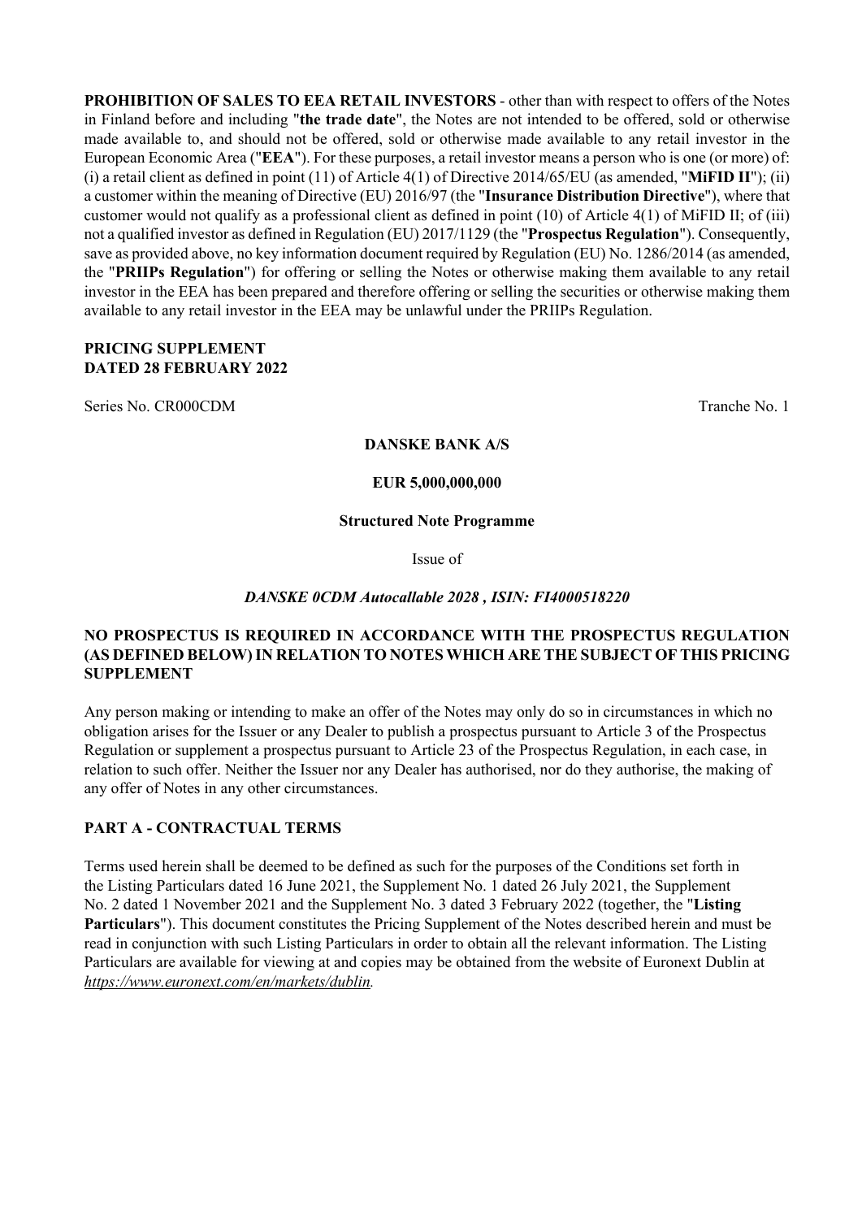**PROHIBITION OF SALES TO EEA RETAIL INVESTORS** - other than with respect to offers of the Notes in Finland before and including "**the trade date**", the Notes are not intended to be offered, sold or otherwise made available to, and should not be offered, sold or otherwise made available to any retail investor in the European Economic Area ("**EEA**"). For these purposes, a retail investor means a person who is one (or more) of: (i) a retail client as defined in point (11) of Article 4(1) of Directive 2014/65/EU (as amended, "**MiFID II**"); (ii) a customer within the meaning of Directive (EU) 2016/97 (the "**Insurance Distribution Directive**"), where that customer would not qualify as a professional client as defined in point (10) of Article 4(1) of MiFID II; of (iii) not a qualified investor as defined in Regulation (EU) 2017/1129 (the "**Prospectus Regulation**"). Consequently, save as provided above, no key information document required by Regulation (EU) No. 1286/2014 (as amended, the "**PRIIPs Regulation**") for offering or selling the Notes or otherwise making them available to any retail investor in the EEA has been prepared and therefore offering or selling the securities or otherwise making them available to any retail investor in the EEA may be unlawful under the PRIIPs Regulation.

**PRICING SUPPLEMENT**
**DATED 28 FEBRUARY 2022**

Series No. CR000CDM Tranche No. 1

**DANSKE BANK A/S**

**EUR 5,000,000,000**

**Structured Note Programme**

Issue of

***DANSKE 0CDM Autocallable 2028 , ISIN: FI4000518220***

**NO PROSPECTUS IS REQUIRED IN ACCORDANCE WITH THE PROSPECTUS REGULATION (AS DEFINED BELOW) IN RELATION TO NOTES WHICH ARE THE SUBJECT OF THIS PRICING SUPPLEMENT**

Any person making or intending to make an offer of the Notes may only do so in circumstances in which no obligation arises for the Issuer or any Dealer to publish a prospectus pursuant to Article 3 of the Prospectus Regulation or supplement a prospectus pursuant to Article 23 of the Prospectus Regulation, in each case, in relation to such offer. Neither the Issuer nor any Dealer has authorised, nor do they authorise, the making of any offer of Notes in any other circumstances.

## PART A - CONTRACTUAL TERMS

Terms used herein shall be deemed to be defined as such for the purposes of the Conditions set forth in the Listing Particulars dated 16 June 2021, the Supplement No. 1 dated 26 July 2021, the Supplement No. 2 dated 1 November 2021 and the Supplement No. 3 dated 3 February 2022 (together, the "**Listing Particulars**"). This document constitutes the Pricing Supplement of the Notes described herein and must be read in conjunction with such Listing Particulars in order to obtain all the relevant information. The Listing Particulars are available for viewing at and copies may be obtained from the website of Euronext Dublin at *https://www.euronext.com/en/markets/dublin.*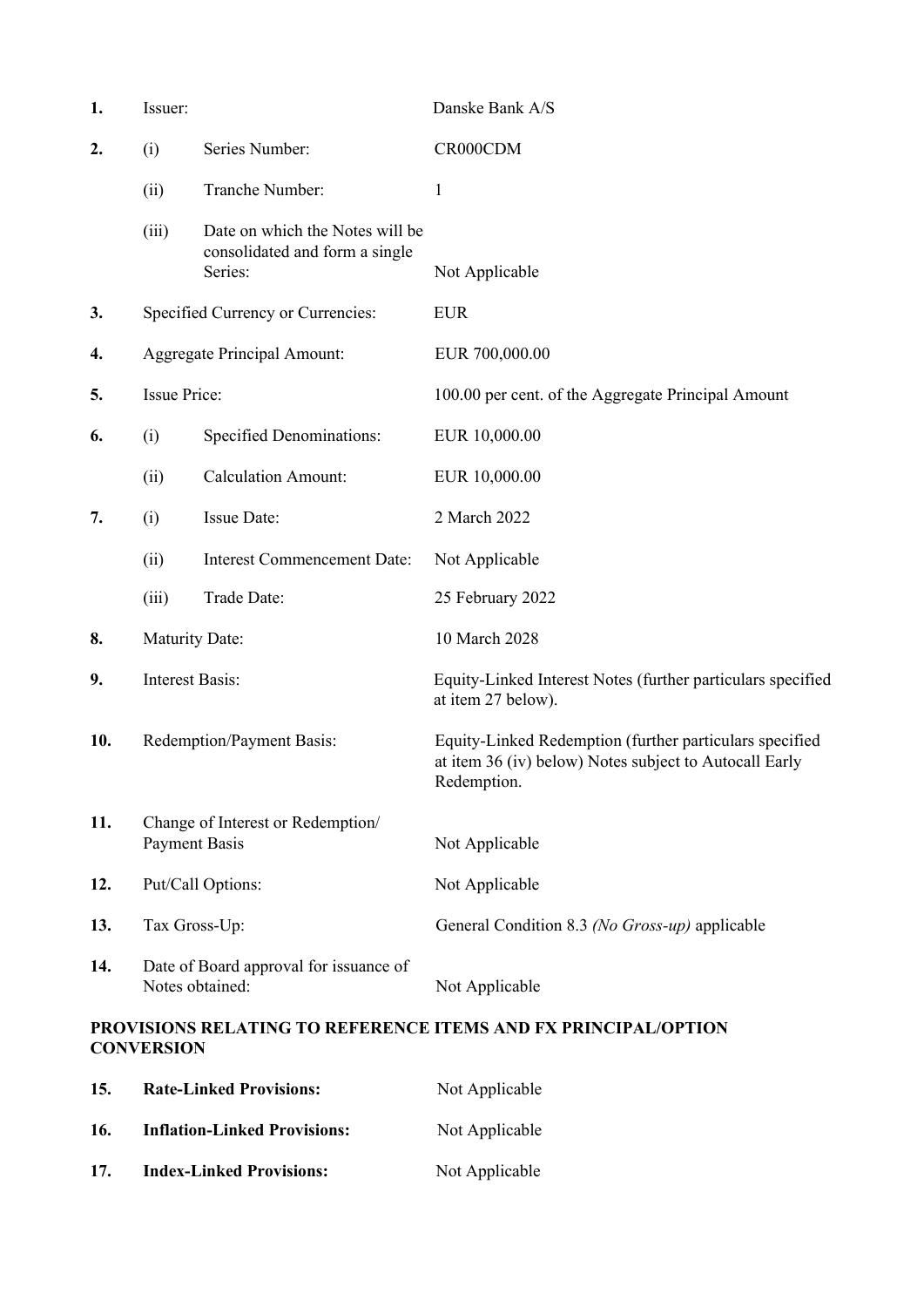| | | | |
|---|---|---|---|
| **1.** | Issuer: | | Danske Bank A/S |
| **2.** | (i) | Series Number: | CR000CDM |
| | (ii) | Tranche Number: | 1 |
| | (iii) | Date on which the Notes will be consolidated and form a single Series: | Not Applicable |
| **3.** | Specified Currency or Currencies: | | EUR |
| **4.** | Aggregate Principal Amount: | | EUR 700,000.00 |
| **5.** | Issue Price: | | 100.00 per cent. of the Aggregate Principal Amount |
| **6.** | (i) | Specified Denominations: | EUR 10,000.00 |
| | (ii) | Calculation Amount: | EUR 10,000.00 |
| **7.** | (i) | Issue Date: | 2 March 2022 |
| | (ii) | Interest Commencement Date: | Not Applicable |
| | (iii) | Trade Date: | 25 February 2022 |
| **8.** | Maturity Date: | | 10 March 2028 |
| **9.** | Interest Basis: | | Equity-Linked Interest Notes (further particulars specified at item 27 below). |
| **10.** | Redemption/Payment Basis: | | Equity-Linked Redemption (further particulars specified at item 36 (iv) below) Notes subject to Autocall Early Redemption. |
| **11.** | Change of Interest or Redemption/ Payment Basis | | Not Applicable |
| **12.** | Put/Call Options: | | Not Applicable |
| **13.** | Tax Gross-Up: | | General Condition 8.3 *(No Gross-up)* applicable |
| **14.** | Date of Board approval for issuance of Notes obtained: | | Not Applicable |

**PROVISIONS RELATING TO REFERENCE ITEMS AND FX PRINCIPAL/OPTION CONVERSION**

| | | |
|---|---|---|
| **15.** | **Rate-Linked Provisions:** | Not Applicable |
| **16.** | **Inflation-Linked Provisions:** | Not Applicable |
| **17.** | **Index-Linked Provisions:** | Not Applicable |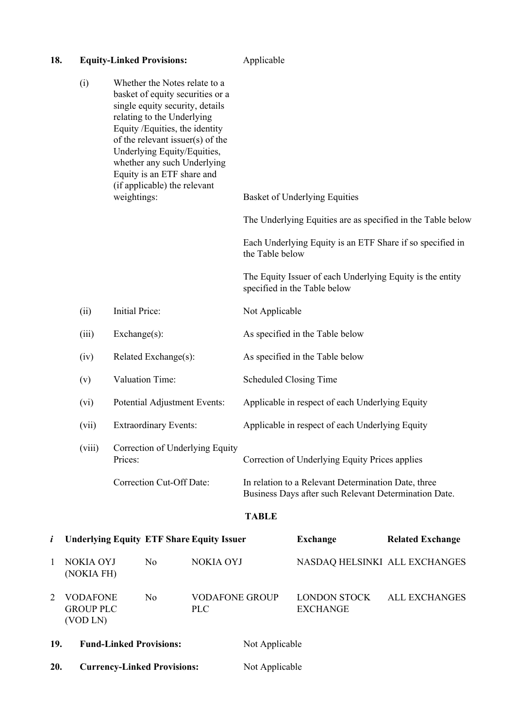**18. Equity-Linked Provisions:** Applicable

(i) Whether the Notes relate to a basket of equity securities or a single equity security, details relating to the Underlying Equity /Equities, the identity of the relevant issuer(s) of the Underlying Equity/Equities, whether any such Underlying Equity is an ETF share and (if applicable) the relevant weightings: Basket of Underlying Equities

The Underlying Equities are as specified in the Table below

Each Underlying Equity is an ETF Share if so specified in the Table below

The Equity Issuer of each Underlying Equity is the entity specified in the Table below

(ii) Initial Price: Not Applicable

(iii) Exchange(s): As specified in the Table below

(iv) Related Exchange(s): As specified in the Table below

(v) Valuation Time: Scheduled Closing Time

(vi) Potential Adjustment Events: Applicable in respect of each Underlying Equity

(vii) Extraordinary Events: Applicable in respect of each Underlying Equity

(viii) Correction of Underlying Equity Prices: Correction of Underlying Equity Prices applies

Correction Cut-Off Date: In relation to a Relevant Determination Date, three Business Days after such Relevant Determination Date.

**TABLE**

| *i* | Underlying Equity | ETF Share | Equity Issuer | Exchange | Related Exchange |
|---|---|---|---|---|---|
| 1 | NOKIA OYJ (NOKIA FH) | No | NOKIA OYJ | NASDAQ HELSINKI | ALL EXCHANGES |
| 2 | VODAFONE GROUP PLC (VOD LN) | No | VODAFONE GROUP PLC | LONDON STOCK EXCHANGE | ALL EXCHANGES |

**19. Fund-Linked Provisions:** Not Applicable

**20. Currency-Linked Provisions:** Not Applicable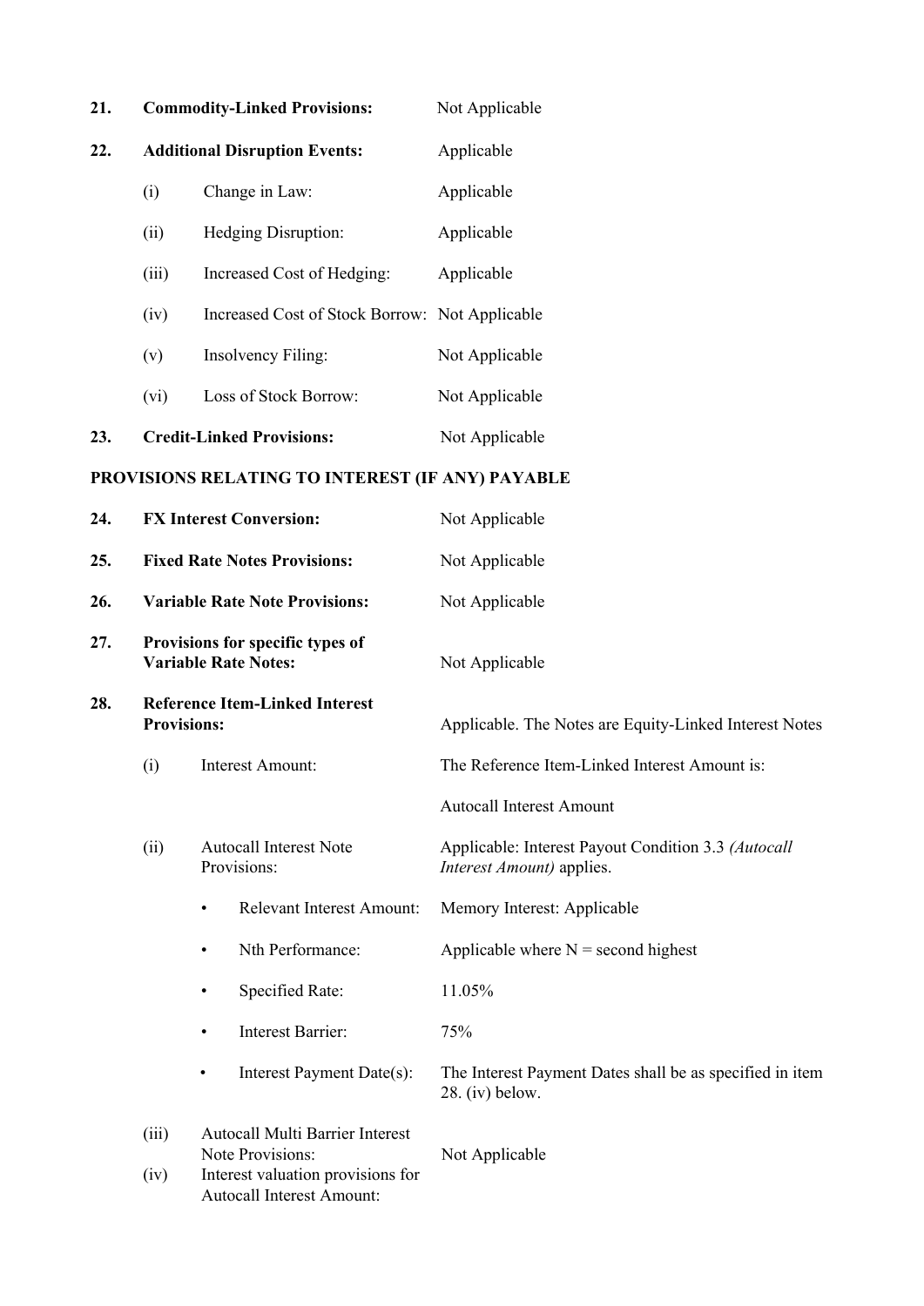| | | |
|---|---|---|
| **21.** | **Commodity-Linked Provisions:** | Not Applicable |
| **22.** | **Additional Disruption Events:** | Applicable |
| | (i) Change in Law: | Applicable |
| | (ii) Hedging Disruption: | Applicable |
| | (iii) Increased Cost of Hedging: | Applicable |
| | (iv) Increased Cost of Stock Borrow: | Not Applicable |
| | (v) Insolvency Filing: | Not Applicable |
| | (vi) Loss of Stock Borrow: | Not Applicable |
| **23.** | **Credit-Linked Provisions:** | Not Applicable |

**PROVISIONS RELATING TO INTEREST (IF ANY) PAYABLE**

| | | |
|---|---|---|
| **24.** | **FX Interest Conversion:** | Not Applicable |
| **25.** | **Fixed Rate Notes Provisions:** | Not Applicable |
| **26.** | **Variable Rate Note Provisions:** | Not Applicable |
| **27.** | **Provisions for specific types of Variable Rate Notes:** | Not Applicable |
| **28.** | **Reference Item-Linked Interest Provisions:** | Applicable. The Notes are Equity-Linked Interest Notes |
| | (i) Interest Amount: | The Reference Item-Linked Interest Amount is: <br><br> Autocall Interest Amount |
| | (ii) Autocall Interest Note Provisions: | Applicable: Interest Payout Condition 3.3 *(Autocall Interest Amount)* applies. |
| | • Relevant Interest Amount: | Memory Interest: Applicable |
| | • Nth Performance: | Applicable where N = second highest |
| | • Specified Rate: | 11.05% |
| | • Interest Barrier: | 75% |
| | • Interest Payment Date(s): | The Interest Payment Dates shall be as specified in item 28. (iv) below. |
| | (iii) Autocall Multi Barrier Interest Note Provisions: | Not Applicable |
| | (iv) Interest valuation provisions for Autocall Interest Amount: | |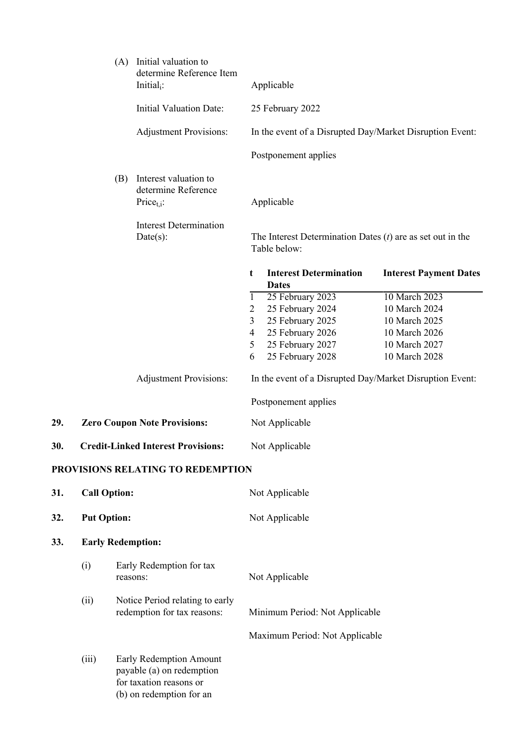(A) Initial valuation to determine Reference Item $Initial_i$: Applicable

Initial Valuation Date: 25 February 2022

Adjustment Provisions: In the event of a Disrupted Day/Market Disruption Event:

Postponement applies

(B) Interest valuation to determine Reference $Price_{t,i}$: Applicable

Interest Determination Date(s): The Interest Determination Dates (*t*) are as set out in the Table below:

| t | Interest Determination Dates | Interest Payment Dates |
|---|---|---|
| 1 | 25 February 2023 | 10 March 2023 |
| 2 | 25 February 2024 | 10 March 2024 |
| 3 | 25 February 2025 | 10 March 2025 |
| 4 | 25 February 2026 | 10 March 2026 |
| 5 | 25 February 2027 | 10 March 2027 |
| 6 | 25 February 2028 | 10 March 2028 |

Adjustment Provisions: In the event of a Disrupted Day/Market Disruption Event:

Postponement applies

**29. Zero Coupon Note Provisions:** Not Applicable

**30. Credit-Linked Interest Provisions:** Not Applicable

**PROVISIONS RELATING TO REDEMPTION**

**31. Call Option:** Not Applicable

**32. Put Option:** Not Applicable

**33. Early Redemption:**

(i) Early Redemption for tax reasons: Not Applicable

(ii) Notice Period relating to early redemption for tax reasons: Minimum Period: Not Applicable

Maximum Period: Not Applicable

(iii) Early Redemption Amount payable (a) on redemption for taxation reasons or (b) on redemption for an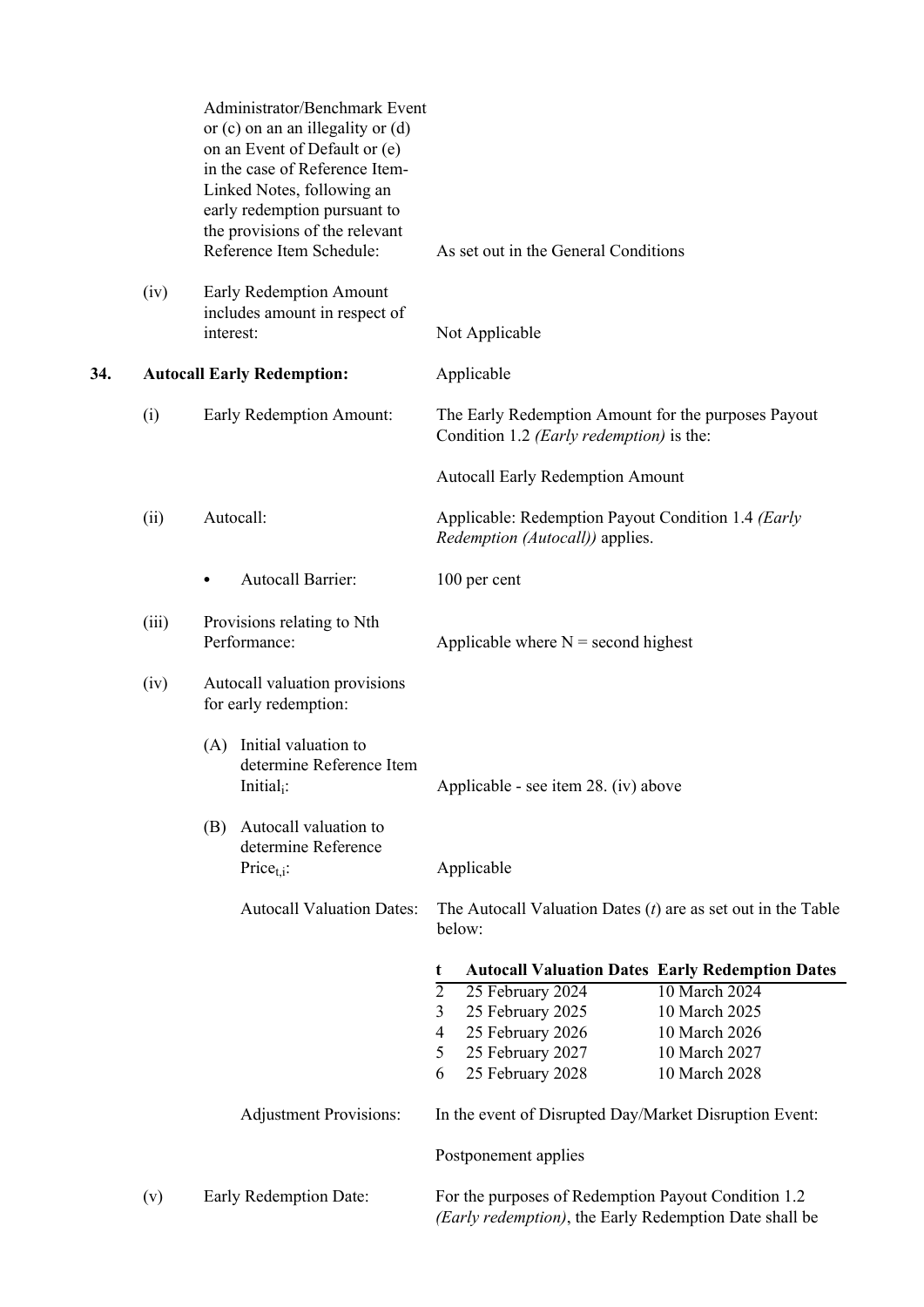| | | |
|---|---|---|
| | Administrator/Benchmark Event or (c) on an an illegality or (d) on an Event of Default or (e) in the case of Reference Item-Linked Notes, following an early redemption pursuant to the provisions of the relevant Reference Item Schedule: | As set out in the General Conditions |
| (iv) | Early Redemption Amount includes amount in respect of interest: | Not Applicable |

**34.** **Autocall Early Redemption:** Applicable

| | | |
|---|---|---|
| (i) | Early Redemption Amount: | The Early Redemption Amount for the purposes Payout Condition 1.2 *(Early redemption)* is the:<br><br>Autocall Early Redemption Amount |
| (ii) | Autocall: | Applicable: Redemption Payout Condition 1.4 *(Early Redemption (Autocall))* applies. |
| | • Autocall Barrier: | 100 per cent |
| (iii) | Provisions relating to Nth Performance: | Applicable where N = second highest |
| (iv) | Autocall valuation provisions for early redemption: | |
| | (A) Initial valuation to determine Reference Item Initial$_i$: | Applicable - see item 28. (iv) above |
| | (B) Autocall valuation to determine Reference Price$_{t,i}$: | Applicable |
| | Autocall Valuation Dates: | The Autocall Valuation Dates (*t*) are as set out in the Table below: |

| t | Autocall Valuation Dates | Early Redemption Dates |
|---|---|---|
| 2 | 25 February 2024 | 10 March 2024 |
| 3 | 25 February 2025 | 10 March 2025 |
| 4 | 25 February 2026 | 10 March 2026 |
| 5 | 25 February 2027 | 10 March 2027 |
| 6 | 25 February 2028 | 10 March 2028 |

| | | |
|---|---|---|
| | Adjustment Provisions: | In the event of Disrupted Day/Market Disruption Event:<br><br>Postponement applies |
| (v) | Early Redemption Date: | For the purposes of Redemption Payout Condition 1.2 *(Early redemption)*, the Early Redemption Date shall be |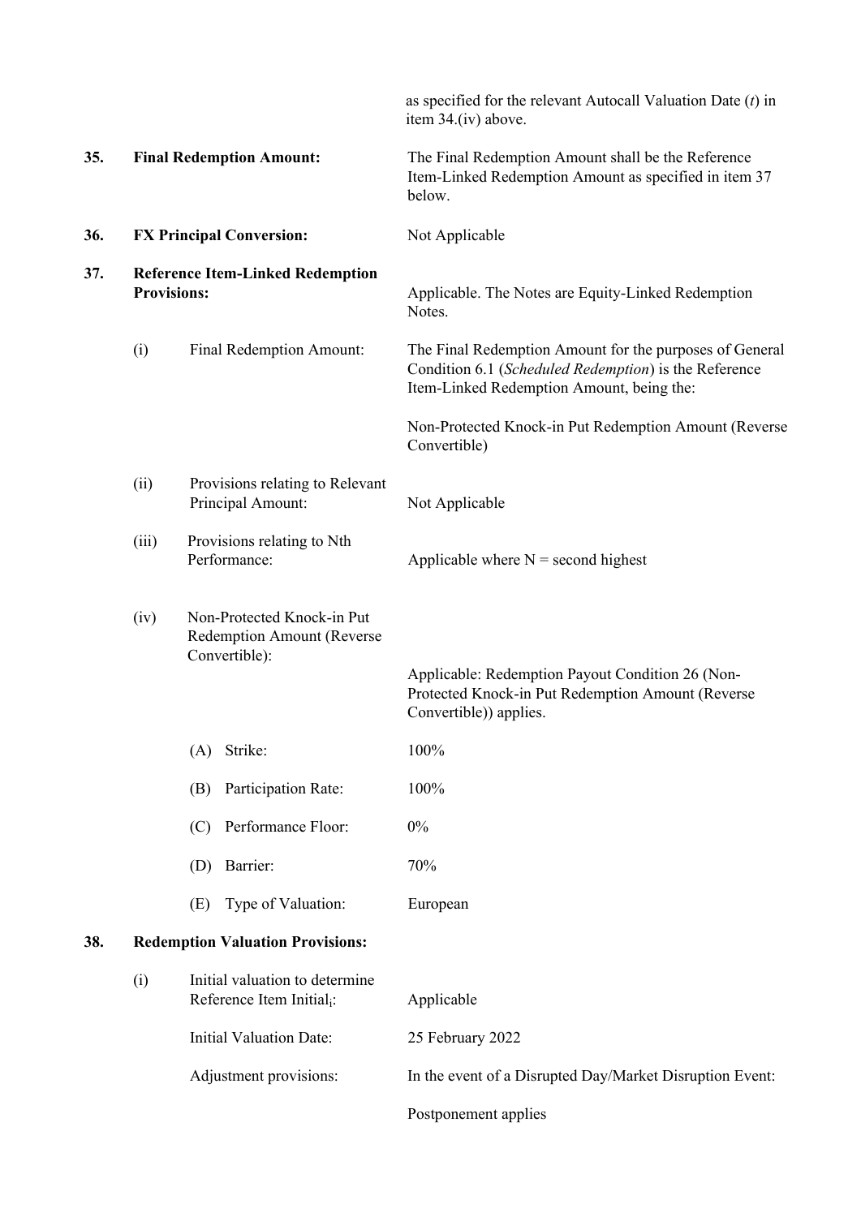| | | |
|---|---|---|
| | | as specified for the relevant Autocall Valuation Date (*t*) in item 34.(iv) above. |
| **35.** | **Final Redemption Amount:** | The Final Redemption Amount shall be the Reference Item-Linked Redemption Amount as specified in item 37 below. |
| **36.** | **FX Principal Conversion:** | Not Applicable |
| **37.** | **Reference Item-Linked Redemption Provisions:** | Applicable. The Notes are Equity-Linked Redemption Notes. |
| | (i) Final Redemption Amount: | The Final Redemption Amount for the purposes of General Condition 6.1 (*Scheduled Redemption*) is the Reference Item-Linked Redemption Amount, being the:<br><br>Non-Protected Knock-in Put Redemption Amount (Reverse Convertible) |
| | (ii) Provisions relating to Relevant Principal Amount: | Not Applicable |
| | (iii) Provisions relating to Nth Performance: | Applicable where N = second highest |
| | (iv) Non-Protected Knock-in Put Redemption Amount (Reverse Convertible): | Applicable: Redemption Payout Condition 26 (Non-Protected Knock-in Put Redemption Amount (Reverse Convertible)) applies. |
| | (A) Strike: | 100% |
| | (B) Participation Rate: | 100% |
| | (C) Performance Floor: | 0% |
| | (D) Barrier: | 70% |
| | (E) Type of Valuation: | European |
| **38.** | **Redemption Valuation Provisions:** | |
| | (i) Initial valuation to determine Reference Item Initial$_i$: | Applicable |
| | Initial Valuation Date: | 25 February 2022 |
| | Adjustment provisions: | In the event of a Disrupted Day/Market Disruption Event:<br><br>Postponement applies |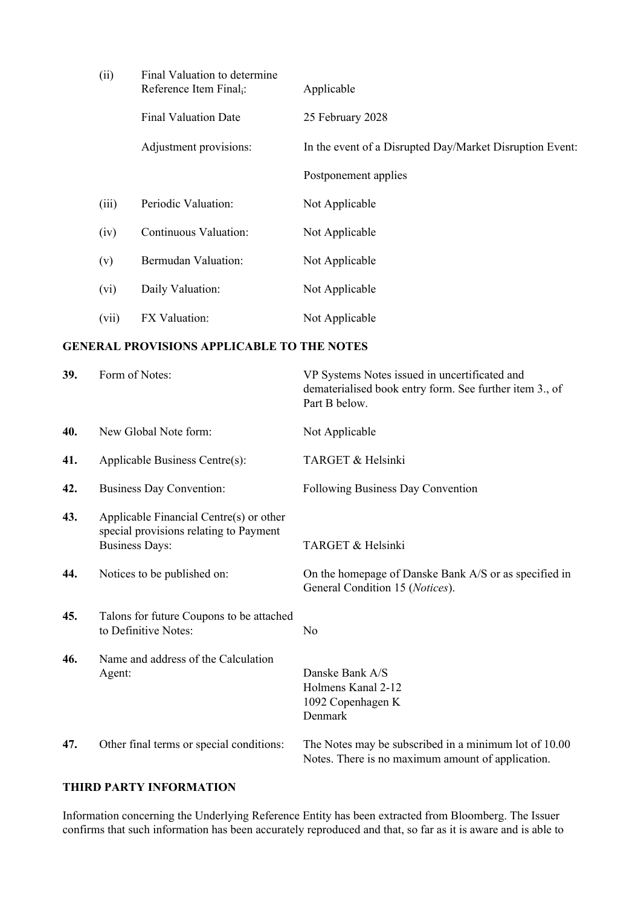| | | |
|---|---|---|
| (ii) | Final Valuation to determine Reference Item $Final_i$: | Applicable |
| | Final Valuation Date | 25 February 2028 |
| | Adjustment provisions: | In the event of a Disrupted Day/Market Disruption Event:<br><br>Postponement applies |
| (iii) | Periodic Valuation: | Not Applicable |
| (iv) | Continuous Valuation: | Not Applicable |
| (v) | Bermudan Valuation: | Not Applicable |
| (vi) | Daily Valuation: | Not Applicable |
| (vii) | FX Valuation: | Not Applicable |

## GENERAL PROVISIONS APPLICABLE TO THE NOTES

| | | |
|---|---|---|
| **39.** | Form of Notes: | VP Systems Notes issued in uncertificated and dematerialised book entry form. See further item 3., of Part B below. |
| **40.** | New Global Note form: | Not Applicable |
| **41.** | Applicable Business Centre(s): | TARGET & Helsinki |
| **42.** | Business Day Convention: | Following Business Day Convention |
| **43.** | Applicable Financial Centre(s) or other special provisions relating to Payment Business Days: | TARGET & Helsinki |
| **44.** | Notices to be published on: | On the homepage of Danske Bank A/S or as specified in General Condition 15 (*Notices*). |
| **45.** | Talons for future Coupons to be attached to Definitive Notes: | No |
| **46.** | Name and address of the Calculation Agent: | Danske Bank A/S<br>Holmens Kanal 2-12<br>1092 Copenhagen K<br>Denmark |
| **47.** | Other final terms or special conditions: | The Notes may be subscribed in a minimum lot of 10.00 Notes. There is no maximum amount of application. |

## THIRD PARTY INFORMATION

Information concerning the Underlying Reference Entity has been extracted from Bloomberg. The Issuer confirms that such information has been accurately reproduced and that, so far as it is aware and is able to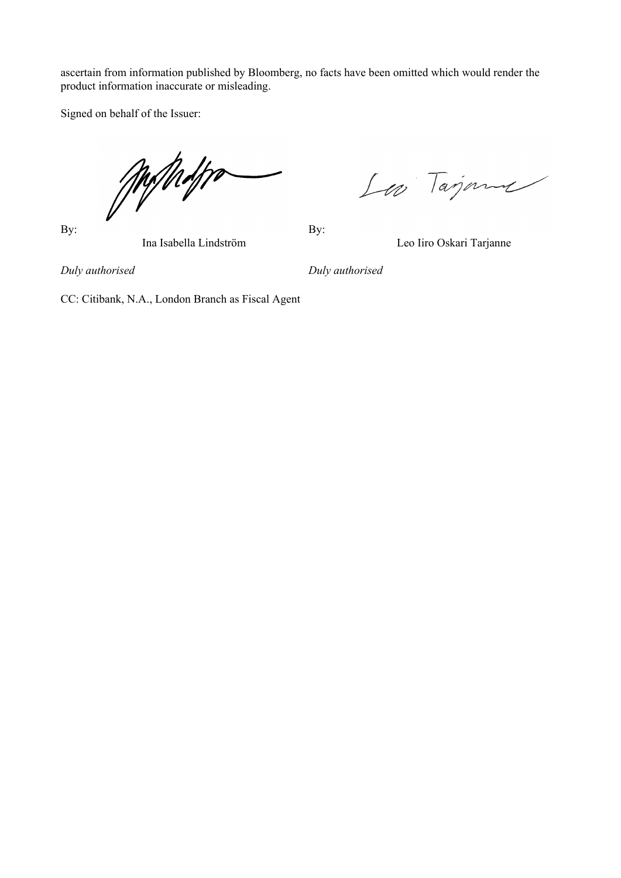ascertain from information published by Bloomberg, no facts have been omitted which would render the product information inaccurate or misleading.

Signed on behalf of the Issuer:

| By: | By: |
| --- | --- |
| Ina Isabella Lindström | Leo Iiro Oskari Tarjanne |
| *Duly authorised* | *Duly authorised* |

CC: Citibank, N.A., London Branch as Fiscal Agent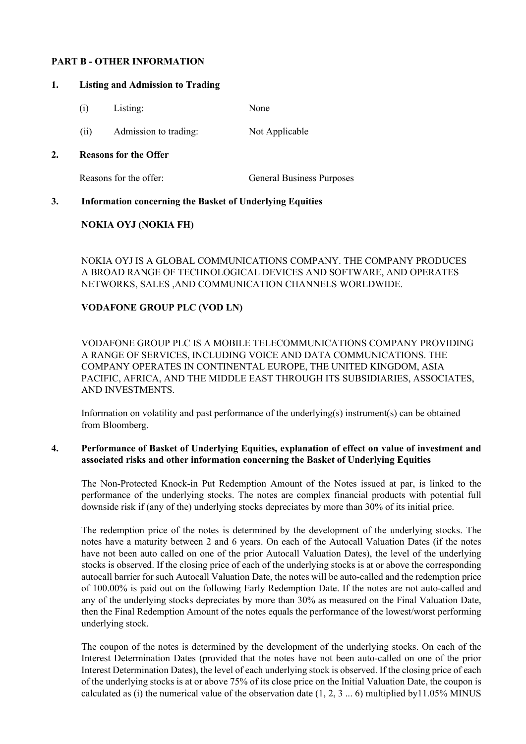**PART B - OTHER INFORMATION**

**1. Listing and Admission to Trading**

(i) Listing: None

(ii) Admission to trading: Not Applicable

**2. Reasons for the Offer**

Reasons for the offer: General Business Purposes

**3. Information concerning the Basket of Underlying Equities**

**NOKIA OYJ (NOKIA FH)**

NOKIA OYJ IS A GLOBAL COMMUNICATIONS COMPANY. THE COMPANY PRODUCES A BROAD RANGE OF TECHNOLOGICAL DEVICES AND SOFTWARE, AND OPERATES NETWORKS, SALES ,AND COMMUNICATION CHANNELS WORLDWIDE.

**VODAFONE GROUP PLC (VOD LN)**

VODAFONE GROUP PLC IS A MOBILE TELECOMMUNICATIONS COMPANY PROVIDING A RANGE OF SERVICES, INCLUDING VOICE AND DATA COMMUNICATIONS. THE COMPANY OPERATES IN CONTINENTAL EUROPE, THE UNITED KINGDOM, ASIA PACIFIC, AFRICA, AND THE MIDDLE EAST THROUGH ITS SUBSIDIARIES, ASSOCIATES, AND INVESTMENTS.

Information on volatility and past performance of the underlying(s) instrument(s) can be obtained from Bloomberg.

**4. Performance of Basket of Underlying Equities, explanation of effect on value of investment and associated risks and other information concerning the Basket of Underlying Equities**

The Non-Protected Knock-in Put Redemption Amount of the Notes issued at par, is linked to the performance of the underlying stocks. The notes are complex financial products with potential full downside risk if (any of the) underlying stocks depreciates by more than 30% of its initial price.

The redemption price of the notes is determined by the development of the underlying stocks. The notes have a maturity between 2 and 6 years. On each of the Autocall Valuation Dates (if the notes have not been auto called on one of the prior Autocall Valuation Dates), the level of the underlying stocks is observed. If the closing price of each of the underlying stocks is at or above the corresponding autocall barrier for such Autocall Valuation Date, the notes will be auto-called and the redemption price of 100.00% is paid out on the following Early Redemption Date. If the notes are not auto-called and any of the underlying stocks depreciates by more than 30% as measured on the Final Valuation Date, then the Final Redemption Amount of the notes equals the performance of the lowest/worst performing underlying stock.

The coupon of the notes is determined by the development of the underlying stocks. On each of the Interest Determination Dates (provided that the notes have not been auto-called on one of the prior Interest Determination Dates), the level of each underlying stock is observed. If the closing price of each of the underlying stocks is at or above 75% of its close price on the Initial Valuation Date, the coupon is calculated as (i) the numerical value of the observation date (1, 2, 3 ... 6) multiplied by11.05% MINUS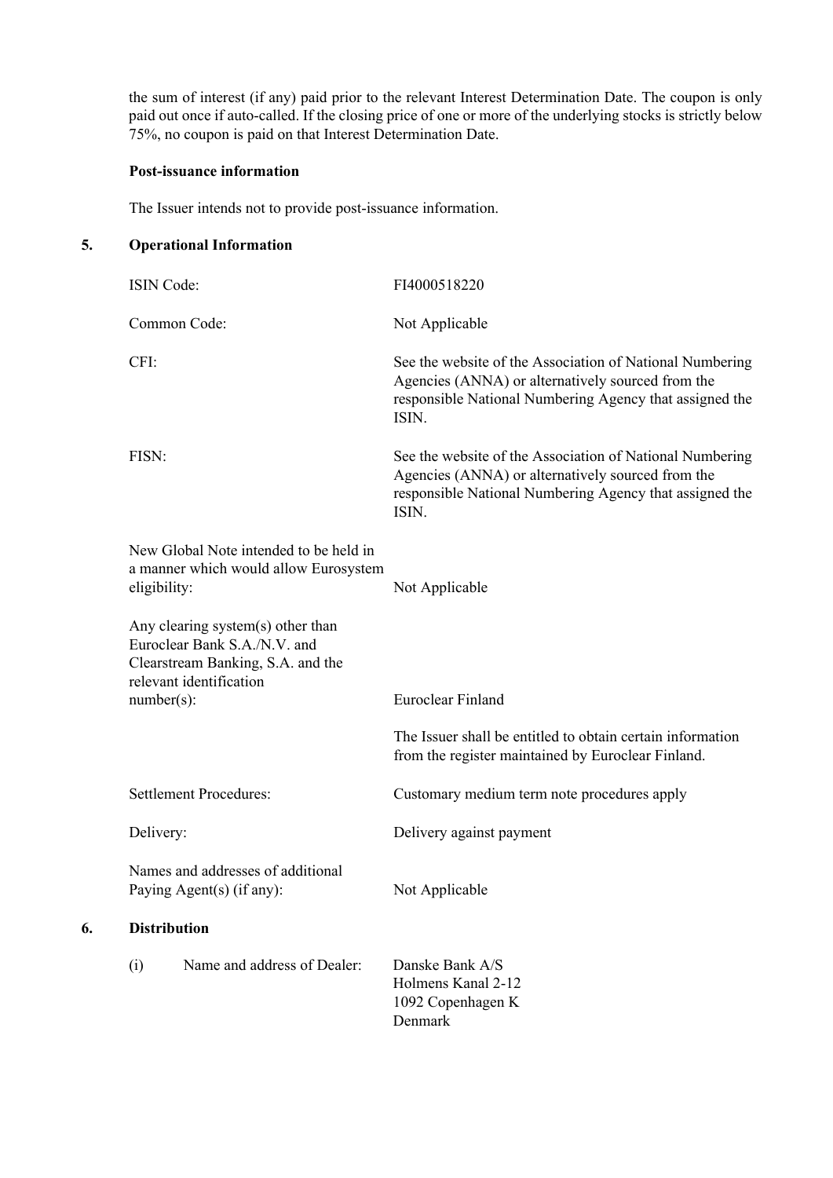the sum of interest (if any) paid prior to the relevant Interest Determination Date. The coupon is only paid out once if auto-called. If the closing price of one or more of the underlying stocks is strictly below 75%, no coupon is paid on that Interest Determination Date.

**Post-issuance information**

The Issuer intends not to provide post-issuance information.

## 5. Operational Information

| | |
|---|---|
| ISIN Code: | FI4000518220 |
| Common Code: | Not Applicable |
| CFI: | See the website of the Association of National Numbering Agencies (ANNA) or alternatively sourced from the responsible National Numbering Agency that assigned the ISIN. |
| FISN: | See the website of the Association of National Numbering Agencies (ANNA) or alternatively sourced from the responsible National Numbering Agency that assigned the ISIN. |
| New Global Note intended to be held in a manner which would allow Eurosystem eligibility: | Not Applicable |
| Any clearing system(s) other than Euroclear Bank S.A./N.V. and Clearstream Banking, S.A. and the relevant identification number(s): | Euroclear Finland<br><br>The Issuer shall be entitled to obtain certain information from the register maintained by Euroclear Finland. |
| Settlement Procedures: | Customary medium term note procedures apply |
| Delivery: | Delivery against payment |
| Names and addresses of additional Paying Agent(s) (if any): | Not Applicable |

## 6. Distribution

| | |
|---|---|
| (i) Name and address of Dealer: | Danske Bank A/S<br>Holmens Kanal 2-12<br>1092 Copenhagen K<br>Denmark |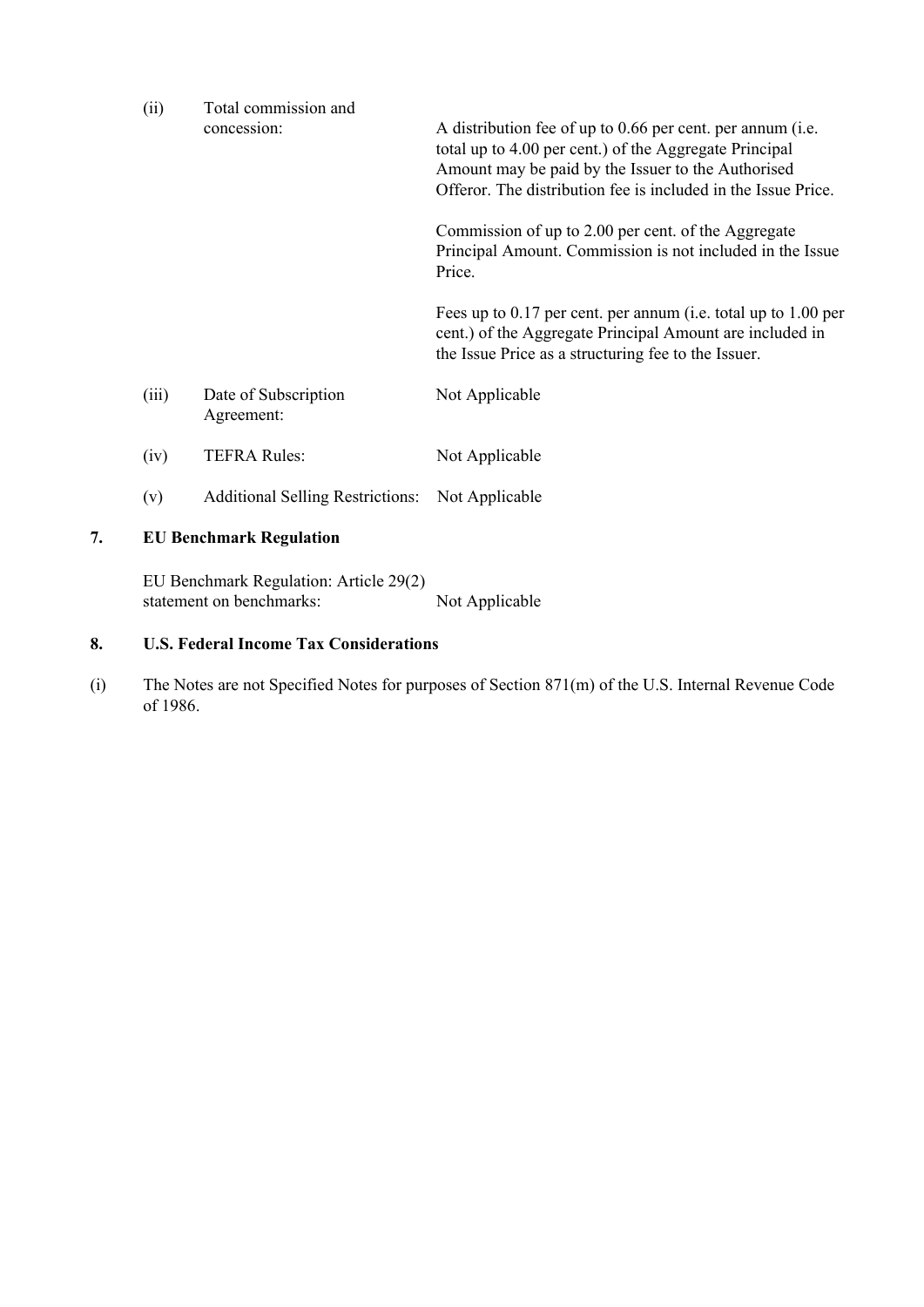| | | |
|---|---|---|
| (ii) | Total commission and concession: | A distribution fee of up to 0.66 per cent. per annum (i.e. total up to 4.00 per cent.) of the Aggregate Principal Amount may be paid by the Issuer to the Authorised Offeror. The distribution fee is included in the Issue Price.<br><br>Commission of up to 2.00 per cent. of the Aggregate Principal Amount. Commission is not included in the Issue Price.<br><br>Fees up to 0.17 per cent. per annum (i.e. total up to 1.00 per cent.) of the Aggregate Principal Amount are included in the Issue Price as a structuring fee to the Issuer. |
| (iii) | Date of Subscription Agreement: | Not Applicable |
| (iv) | TEFRA Rules: | Not Applicable |
| (v) | Additional Selling Restrictions: | Not Applicable |

## 7. EU Benchmark Regulation

| | |
|---|---|
| EU Benchmark Regulation: Article 29(2) statement on benchmarks: | Not Applicable |

## 8. U.S. Federal Income Tax Considerations

(i) The Notes are not Specified Notes for purposes of Section 871(m) of the U.S. Internal Revenue Code of 1986.